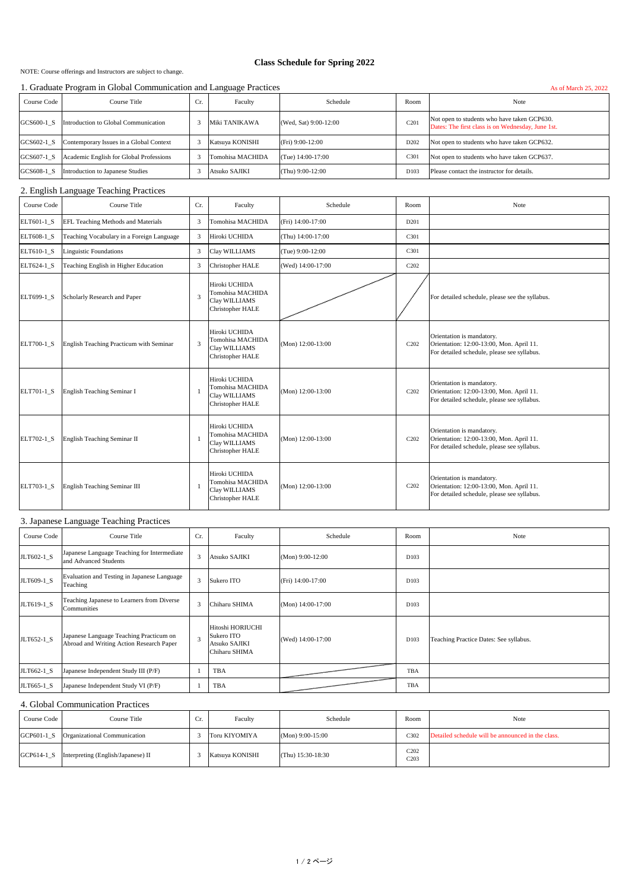# Class Schedule for Spring 2022

NOTE: Course offerings and Instructors are subject to change.

## 1. Graduate Program in Global Communication and Language Practices

As of March 25, 2022

| Course Code | Course Title | Cr. | Faculty | Schedule | Room | Note |
|---|---|---|---|---|---|---|
| GCS600-1_S | Introduction to Global Communication | 3 | Miki TANIKAWA | (Wed, Sat) 9:00-12:00 | C201 | Not open to students who have taken GCP630. Dates: The first class is on Wednesday, June 1st. |
| GCS602-1_S | Contemporary Issues in a Global Context | 3 | Katsuya KONISHI | (Fri) 9:00-12:00 | D202 | Not open to students who have taken GCP632. |
| GCS607-1_S | Academic English for Global Professions | 3 | Tomohisa MACHIDA | (Tue) 14:00-17:00 | C301 | Not open to students who have taken GCP637. |
| GCS608-1_S | Introduction to Japanese Studies | 3 | Atsuko SAJIKI | (Thu) 9:00-12:00 | D103 | Please contact the instructor for details. |

## 2. English Language Teaching Practices

| Course Code | Course Title | Cr. | Faculty | Schedule | Room | Note |
|---|---|---|---|---|---|---|
| ELT601-1_S | EFL Teaching Methods and Materials | 3 | Tomohisa MACHIDA | (Fri) 14:00-17:00 | D201 | |
| ELT608-1_S | Teaching Vocabulary in a Foreign Language | 3 | Hiroki UCHIDA | (Thu) 14:00-17:00 | C301 | |
| ELT610-1_S | Linguistic Foundations | 3 | Clay WILLIAMS | (Tue) 9:00-12:00 | C301 | |
| ELT624-1_S | Teaching English in Higher Education | 3 | Christopher HALE | (Wed) 14:00-17:00 | C202 | |
| ELT699-1_S | Scholarly Research and Paper | 3 | Hiroki UCHIDA<br>Tomohisa MACHIDA<br>Clay WILLIAMS<br>Christopher HALE | | | For detailed schedule, please see the syllabus. |
| ELT700-1_S | English Teaching Practicum with Seminar | 3 | Hiroki UCHIDA<br>Tomohisa MACHIDA<br>Clay WILLIAMS<br>Christopher HALE | (Mon) 12:00-13:00 | C202 | Orientation is mandatory.<br>Orientation: 12:00-13:00, Mon. April 11.<br>For detailed schedule, please see syllabus. |
| ELT701-1_S | English Teaching Seminar I | 1 | Hiroki UCHIDA<br>Tomohisa MACHIDA<br>Clay WILLIAMS<br>Christopher HALE | (Mon) 12:00-13:00 | C202 | Orientation is mandatory.<br>Orientation: 12:00-13:00, Mon. April 11.<br>For detailed schedule, please see syllabus. |
| ELT702-1_S | English Teaching Seminar II | 1 | Hiroki UCHIDA<br>Tomohisa MACHIDA<br>Clay WILLIAMS<br>Christopher HALE | (Mon) 12:00-13:00 | C202 | Orientation is mandatory.<br>Orientation: 12:00-13:00, Mon. April 11.<br>For detailed schedule, please see syllabus. |
| ELT703-1_S | English Teaching Seminar III | 1 | Hiroki UCHIDA<br>Tomohisa MACHIDA<br>Clay WILLIAMS<br>Christopher HALE | (Mon) 12:00-13:00 | C202 | Orientation is mandatory.<br>Orientation: 12:00-13:00, Mon. April 11.<br>For detailed schedule, please see syllabus. |

## 3. Japanese Language Teaching Practices

| Course Code | Course Title | Cr. | Faculty | Schedule | Room | Note |
|---|---|---|---|---|---|---|
| JLT602-1_S | Japanese Language Teaching for Intermediate and Advanced Students | 3 | Atsuko SAJIKI | (Mon) 9:00-12:00 | D103 | |
| JLT609-1_S | Evaluation and Testing in Japanese Language Teaching | 3 | Sukero ITO | (Fri) 14:00-17:00 | D103 | |
| JLT619-1_S | Teaching Japanese to Learners from Diverse Communities | 3 | Chiharu SHIMA | (Mon) 14:00-17:00 | D103 | |
| JLT652-1_S | Japanese Language Teaching Practicum on Abroad and Writing Action Research Paper | 3 | Hitoshi HORIUCHI<br>Sukero ITO<br>Atsuko SAJIKI<br>Chiharu SHIMA | (Wed) 14:00-17:00 | D103 | Teaching Practice Dates: See syllabus. |
| JLT662-1_S | Japanese Independent Study III (P/F) | 1 | TBA | | TBA | |
| JLT665-1_S | Japanese Independent Study VI (P/F) | 1 | TBA | | TBA | |

## 4. Global Communication Practices

| Course Code | Course Title | Cr. | Faculty | Schedule | Room | Note |
|---|---|---|---|---|---|---|
| GCP601-1_S | Organizational Communication | 3 | Toru KIYOMIYA | (Mon) 9:00-15:00 | C302 | Detailed schedule will be announced in the class. |
| GCP614-1_S | Interpreting (English/Japanese) II | 3 | Katsuya KONISHI | (Thu) 15:30-18:30 | C202<br>C203 | |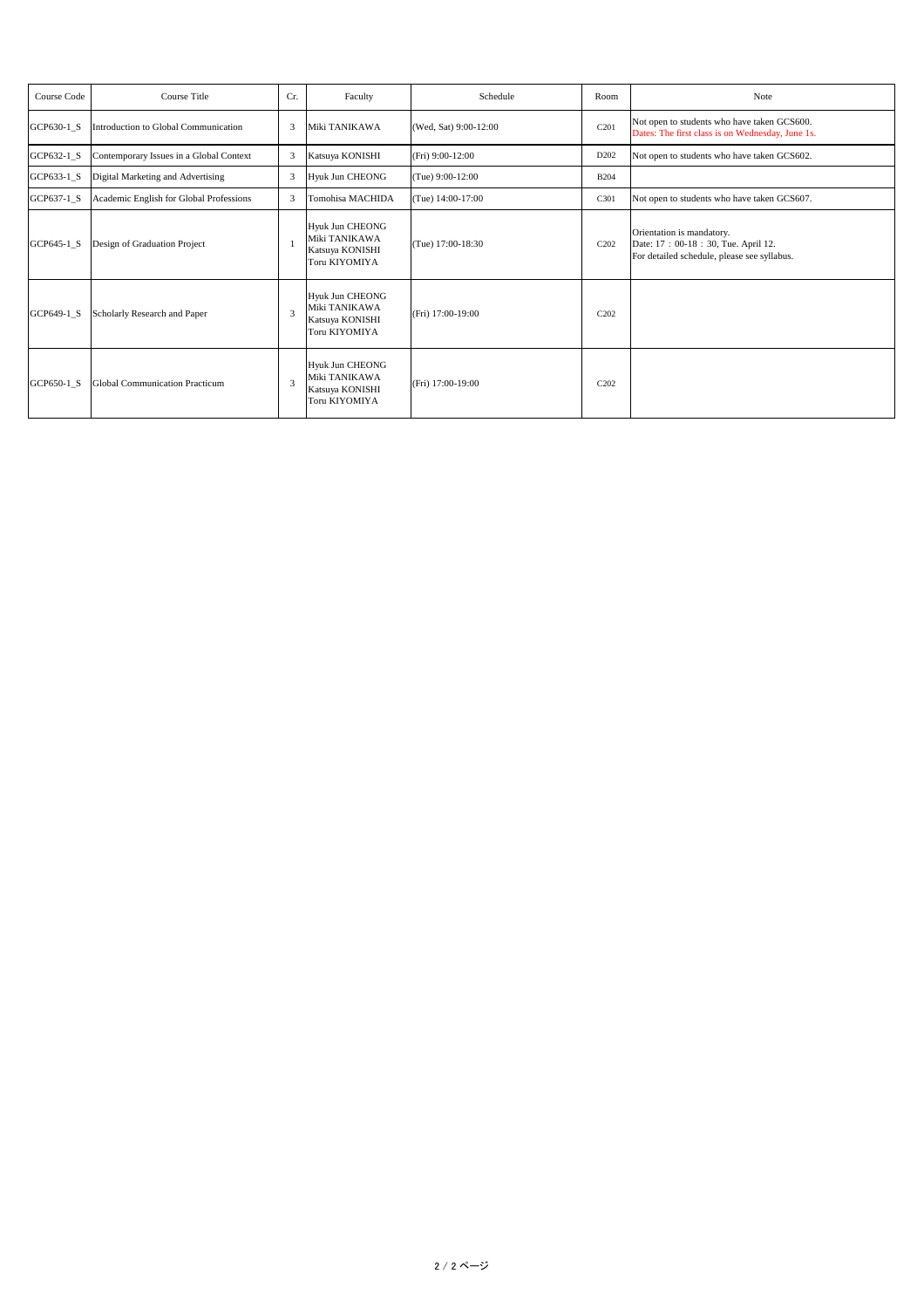| Course Code | Course Title | Cr. | Faculty | Schedule | Room | Note |
| --- | --- | --- | --- | --- | --- | --- |
| GCP630-1_S | Introduction to Global Communication | 3 | Miki TANIKAWA | (Wed, Sat) 9:00-12:00 | C201 | Not open to students who have taken GCS600.<br>Dates: The first class is on Wednesday, June 1s. |
| GCP632-1_S | Contemporary Issues in a Global Context | 3 | Katsuya KONISHI | (Fri) 9:00-12:00 | D202 | Not open to students who have taken GCS602. |
| GCP633-1_S | Digital Marketing and Advertising | 3 | Hyuk Jun CHEONG | (Tue) 9:00-12:00 | B204 | |
| GCP637-1_S | Academic English for Global Professions | 3 | Tomohisa MACHIDA | (Tue) 14:00-17:00 | C301 | Not open to students who have taken GCS607. |
| GCP645-1_S | Design of Graduation Project | 1 | Hyuk Jun CHEONG<br>Miki TANIKAWA<br>Katsuya KONISHI<br>Toru KIYOMIYA | (Tue) 17:00-18:30 | C202 | Orientation is mandatory.<br>Date: 17：00-18：30, Tue. April 12.<br>For detailed schedule, please see syllabus. |
| GCP649-1_S | Scholarly Research and Paper | 3 | Hyuk Jun CHEONG<br>Miki TANIKAWA<br>Katsuya KONISHI<br>Toru KIYOMIYA | (Fri) 17:00-19:00 | C202 | |
| GCP650-1_S | Global Communication Practicum | 3 | Hyuk Jun CHEONG<br>Miki TANIKAWA<br>Katsuya KONISHI<br>Toru KIYOMIYA | (Fri) 17:00-19:00 | C202 | |